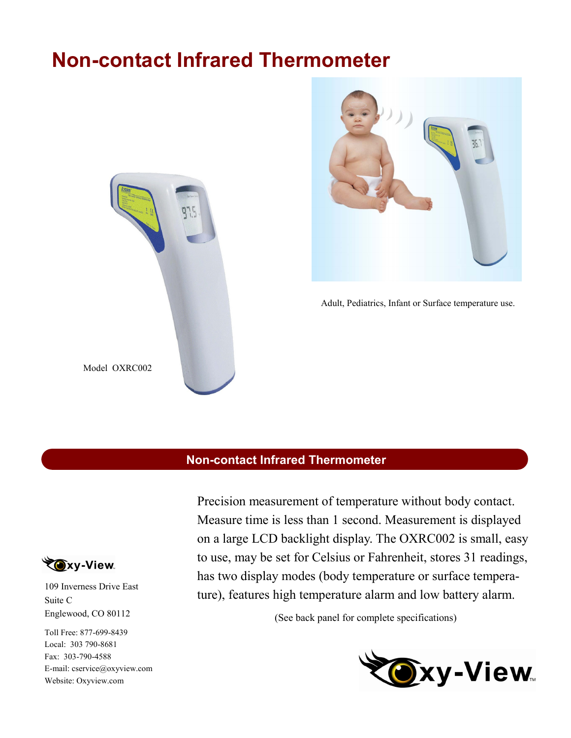# Non-contact Infrared Thermometer

Model OXRC002

Adult, Pediatrics, Infant or Surface temperature use.

## Non-contact Infrared Thermometer

Precision measurement of temperature without body contact. Measure time is less than 1 second. Measurement is displayed on a large LCD backlight display. The OXRC002 is small, easy to use, may be set for Celsius or Fahrenheit, stores 31 readings, has two display modes (body temperature or surface temperature), features high temperature alarm and low battery alarm.

(See back panel for complete specifications)

Oxy-View

109 Inverness Drive East
Suite C
Englewood, CO 80112

Toll Free: 877-699-8439
Local: 303 790-8681
Fax: 303-790-4588
E-mail: cservice@oxyview.com
Website: Oxyview.com

Oxy-View™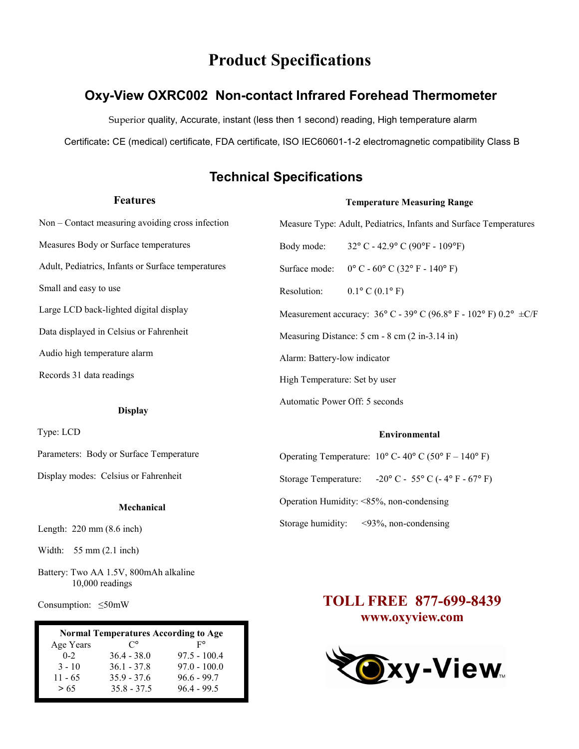# Product Specifications

## Oxy-View OXRC002 Non-contact Infrared Forehead Thermometer

Superior quality, Accurate, instant (less then 1 second) reading, High temperature alarm

Certificate: CE (medical) certificate, FDA certificate, ISO IEC60601-1-2 electromagnetic compatibility Class B

## Technical Specifications

### Features

Non – Contact measuring avoiding cross infection

Measures Body or Surface temperatures

Adult, Pediatrics, Infants or Surface temperatures

Small and easy to use

Large LCD back-lighted digital display

Data displayed in Celsius or Fahrenheit

Audio high temperature alarm

Records 31 data readings

### Display

Type: LCD

Parameters: Body or Surface Temperature

Display modes: Celsius or Fahrenheit

### Mechanical

Length: 220 mm (8.6 inch)

Width: 55 mm (2.1 inch)

Battery: Two AA 1.5V, 800mAh alkaline
10,000 readings

Consumption: ≤50mW

| Normal Temperatures According to Age | | |
|---|---|---|
| Age Years | C° | F° |
| 0-2 | 36.4 - 38.0 | 97.5 - 100.4 |
| 3 - 10 | 36.1 - 37.8 | 97.0 - 100.0 |
| 11 - 65 | 35.9 - 37.6 | 96.6 - 99.7 |
| > 65 | 35.8 - 37.5 | 96.4 - 99.5 |

### Temperature Measuring Range

Measure Type: Adult, Pediatrics, Infants and Surface Temperatures

Body mode: 32° C - 42.9° C (90°F - 109°F)

Surface mode: 0° C - 60° C (32° F - 140° F)

Resolution: 0.1° C (0.1° F)

Measurement accuracy: 36° C - 39° C (96.8° F - 102° F) 0.2° ±C/F

Measuring Distance: 5 cm - 8 cm (2 in-3.14 in)

Alarm: Battery-low indicator

High Temperature: Set by user

Automatic Power Off: 5 seconds

### Environmental

Operating Temperature: 10° C- 40° C (50° F – 140° F)

Storage Temperature: -20° C - 55° C (- 4° F - 67° F)

Operation Humidity: <85%, non-condensing

Storage humidity: <93%, non-condensing

**TOLL FREE 877-699-8439**

**www.oxyview.com**

Oxy-View™